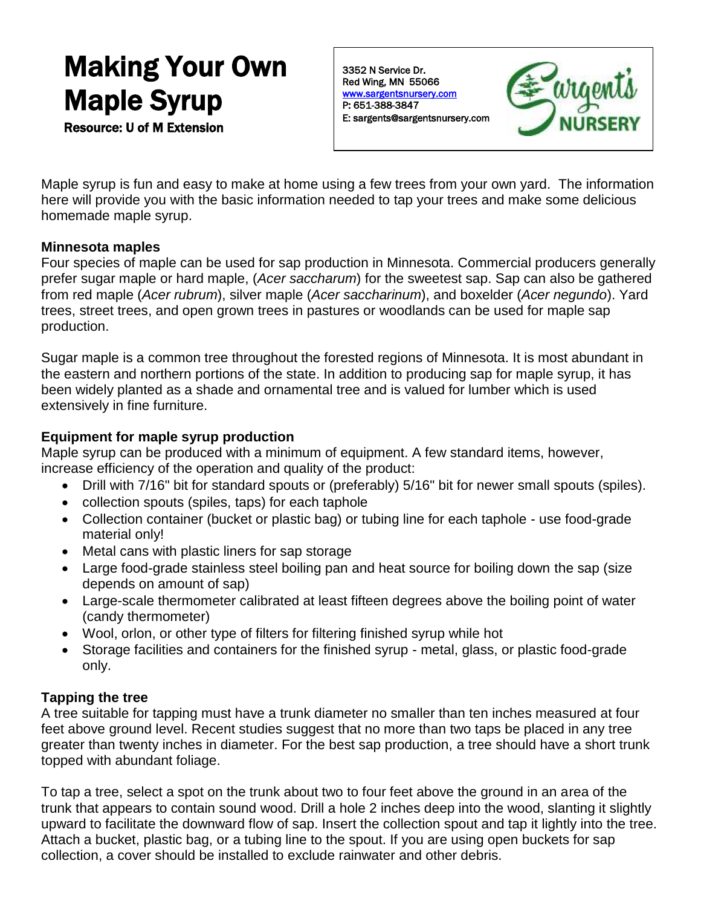# Making Your Own Maple Syrup

**Resource: U of M Extension**

3352 N Service Dr.
Red Wing, MN 55066
www.sargentsnursery.com
P: 651-388-3847
E: sargents@sargentsnursery.com

Sargent's NURSERY

Maple syrup is fun and easy to make at home using a few trees from your own yard. The information here will provide you with the basic information needed to tap your trees and make some delicious homemade maple syrup.

## Minnesota maples

Four species of maple can be used for sap production in Minnesota. Commercial producers generally prefer sugar maple or hard maple, (*Acer saccharum*) for the sweetest sap. Sap can also be gathered from red maple (*Acer rubrum*), silver maple (*Acer saccharinum*), and boxelder (*Acer negundo*). Yard trees, street trees, and open grown trees in pastures or woodlands can be used for maple sap production.

Sugar maple is a common tree throughout the forested regions of Minnesota. It is most abundant in the eastern and northern portions of the state. In addition to producing sap for maple syrup, it has been widely planted as a shade and ornamental tree and is valued for lumber which is used extensively in fine furniture.

## Equipment for maple syrup production

Maple syrup can be produced with a minimum of equipment. A few standard items, however, increase efficiency of the operation and quality of the product:

- Drill with 7/16" bit for standard spouts or (preferably) 5/16" bit for newer small spouts (spiles).
- collection spouts (spiles, taps) for each taphole
- Collection container (bucket or plastic bag) or tubing line for each taphole - use food-grade material only!
- Metal cans with plastic liners for sap storage
- Large food-grade stainless steel boiling pan and heat source for boiling down the sap (size depends on amount of sap)
- Large-scale thermometer calibrated at least fifteen degrees above the boiling point of water (candy thermometer)
- Wool, orlon, or other type of filters for filtering finished syrup while hot
- Storage facilities and containers for the finished syrup - metal, glass, or plastic food-grade only.

## Tapping the tree

A tree suitable for tapping must have a trunk diameter no smaller than ten inches measured at four feet above ground level. Recent studies suggest that no more than two taps be placed in any tree greater than twenty inches in diameter. For the best sap production, a tree should have a short trunk topped with abundant foliage.

To tap a tree, select a spot on the trunk about two to four feet above the ground in an area of the trunk that appears to contain sound wood. Drill a hole 2 inches deep into the wood, slanting it slightly upward to facilitate the downward flow of sap. Insert the collection spout and tap it lightly into the tree. Attach a bucket, plastic bag, or a tubing line to the spout. If you are using open buckets for sap collection, a cover should be installed to exclude rainwater and other debris.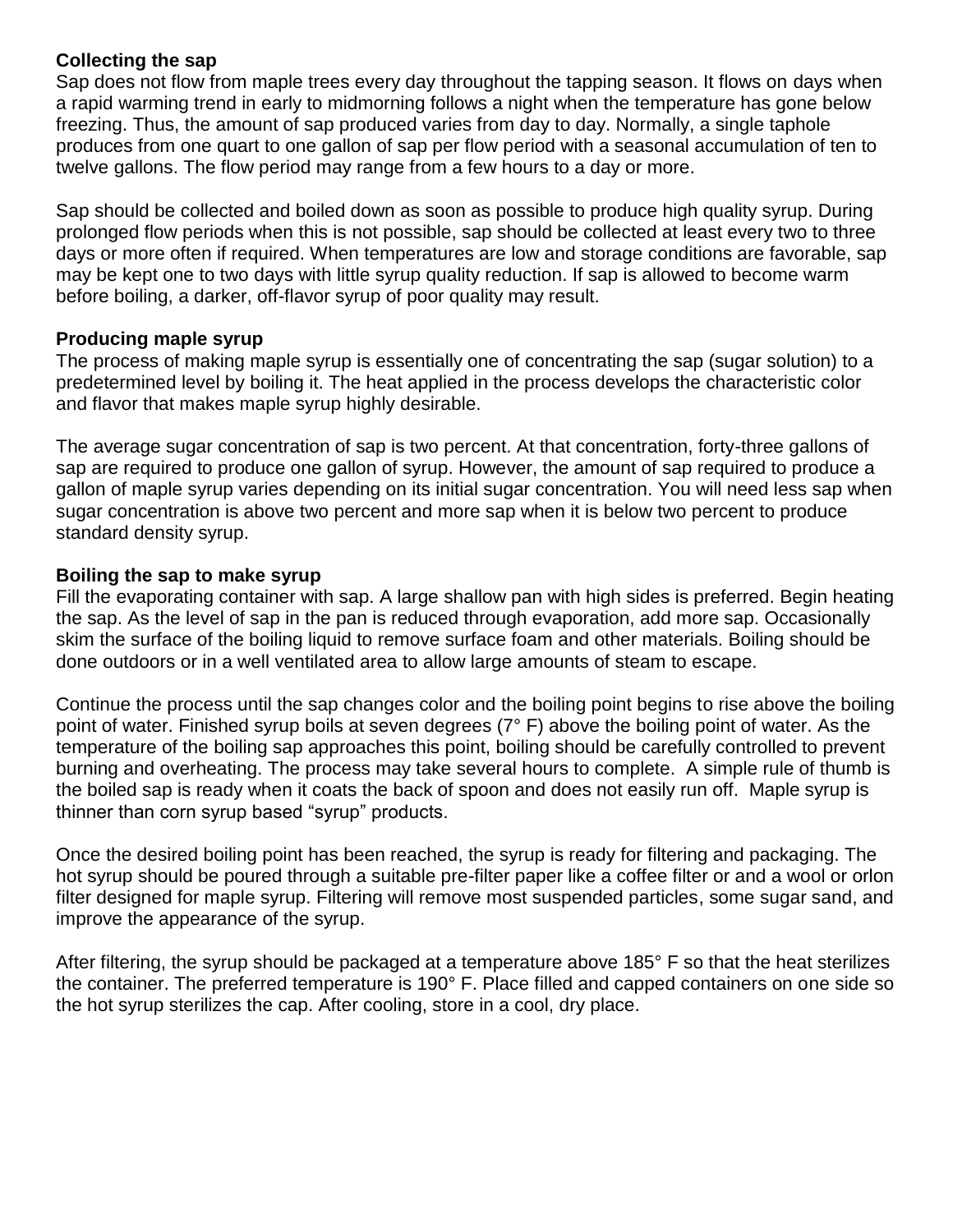**Collecting the sap**

Sap does not flow from maple trees every day throughout the tapping season. It flows on days when a rapid warming trend in early to midmorning follows a night when the temperature has gone below freezing. Thus, the amount of sap produced varies from day to day. Normally, a single taphole produces from one quart to one gallon of sap per flow period with a seasonal accumulation of ten to twelve gallons. The flow period may range from a few hours to a day or more.

Sap should be collected and boiled down as soon as possible to produce high quality syrup. During prolonged flow periods when this is not possible, sap should be collected at least every two to three days or more often if required. When temperatures are low and storage conditions are favorable, sap may be kept one to two days with little syrup quality reduction. If sap is allowed to become warm before boiling, a darker, off-flavor syrup of poor quality may result.

**Producing maple syrup**

The process of making maple syrup is essentially one of concentrating the sap (sugar solution) to a predetermined level by boiling it. The heat applied in the process develops the characteristic color and flavor that makes maple syrup highly desirable.

The average sugar concentration of sap is two percent. At that concentration, forty-three gallons of sap are required to produce one gallon of syrup. However, the amount of sap required to produce a gallon of maple syrup varies depending on its initial sugar concentration. You will need less sap when sugar concentration is above two percent and more sap when it is below two percent to produce standard density syrup.

**Boiling the sap to make syrup**

Fill the evaporating container with sap. A large shallow pan with high sides is preferred. Begin heating the sap. As the level of sap in the pan is reduced through evaporation, add more sap. Occasionally skim the surface of the boiling liquid to remove surface foam and other materials. Boiling should be done outdoors or in a well ventilated area to allow large amounts of steam to escape.

Continue the process until the sap changes color and the boiling point begins to rise above the boiling point of water. Finished syrup boils at seven degrees (7° F) above the boiling point of water. As the temperature of the boiling sap approaches this point, boiling should be carefully controlled to prevent burning and overheating. The process may take several hours to complete. A simple rule of thumb is the boiled sap is ready when it coats the back of spoon and does not easily run off. Maple syrup is thinner than corn syrup based "syrup" products.

Once the desired boiling point has been reached, the syrup is ready for filtering and packaging. The hot syrup should be poured through a suitable pre-filter paper like a coffee filter or and a wool or orlon filter designed for maple syrup. Filtering will remove most suspended particles, some sugar sand, and improve the appearance of the syrup.

After filtering, the syrup should be packaged at a temperature above 185° F so that the heat sterilizes the container. The preferred temperature is 190° F. Place filled and capped containers on one side so the hot syrup sterilizes the cap. After cooling, store in a cool, dry place.